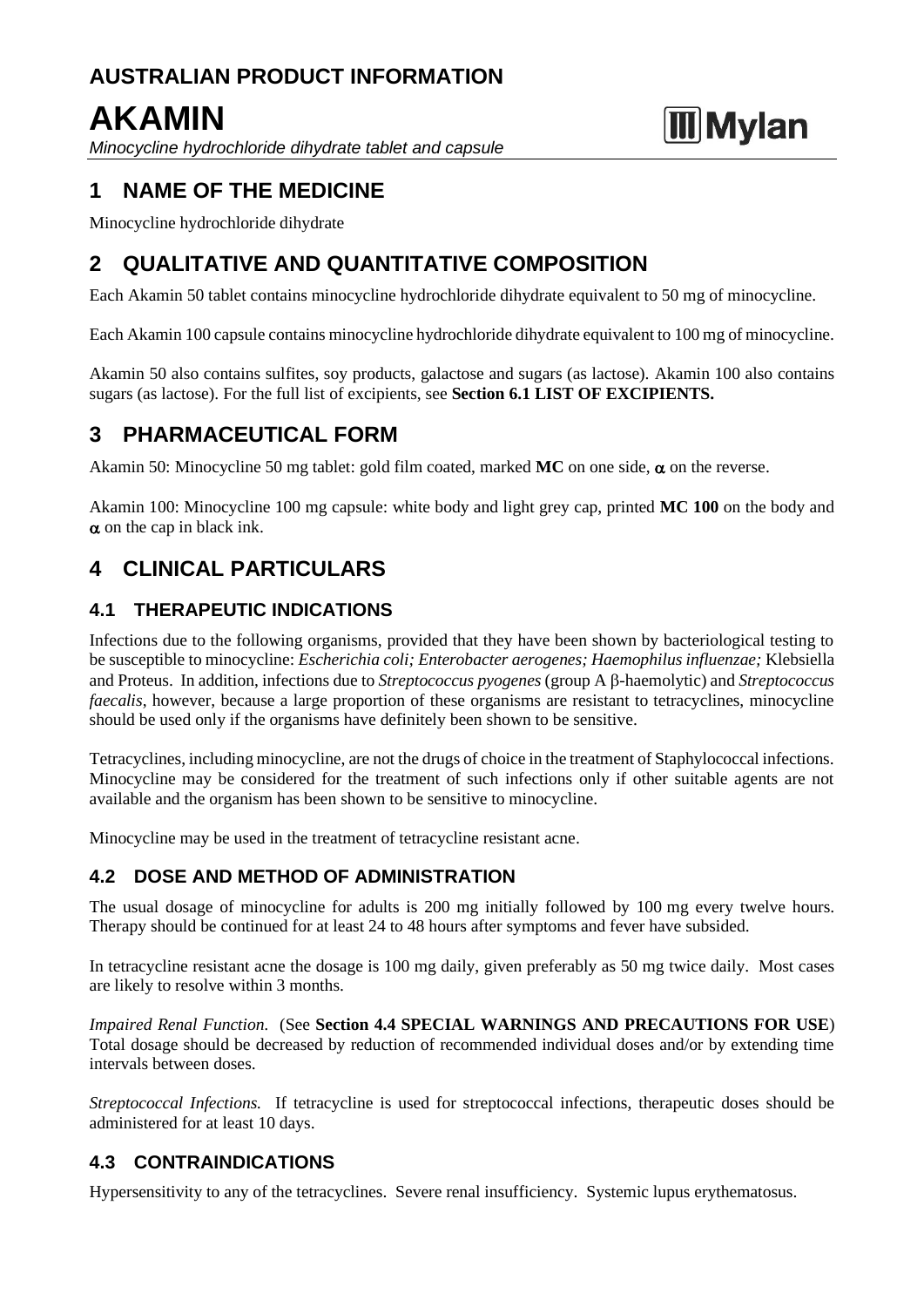# AUSTRALIAN PRODUCT INFORMATION

# AKAMIN

*Minocycline hydrochloride dihydrate tablet and capsule*

Mylan

## 1 NAME OF THE MEDICINE

Minocycline hydrochloride dihydrate

## 2 QUALITATIVE AND QUANTITATIVE COMPOSITION

Each Akamin 50 tablet contains minocycline hydrochloride dihydrate equivalent to 50 mg of minocycline.

Each Akamin 100 capsule contains minocycline hydrochloride dihydrate equivalent to 100 mg of minocycline.

Akamin 50 also contains sulfites, soy products, galactose and sugars (as lactose). Akamin 100 also contains sugars (as lactose). For the full list of excipients, see **Section 6.1 LIST OF EXCIPIENTS.**

## 3 PHARMACEUTICAL FORM

Akamin 50: Minocycline 50 mg tablet: gold film coated, marked **MC** on one side, $\alpha$ on the reverse.

Akamin 100: Minocycline 100 mg capsule: white body and light grey cap, printed **MC 100** on the body and $\alpha$ on the cap in black ink.

## 4 CLINICAL PARTICULARS

### 4.1 THERAPEUTIC INDICATIONS

Infections due to the following organisms, provided that they have been shown by bacteriological testing to be susceptible to minocycline: *Escherichia coli; Enterobacter aerogenes; Haemophilus influenzae;* Klebsiella and Proteus. In addition, infections due to *Streptococcus pyogenes* (group A $\beta$-haemolytic) and *Streptococcus faecalis*, however, because a large proportion of these organisms are resistant to tetracyclines, minocycline should be used only if the organisms have definitely been shown to be sensitive.

Tetracyclines, including minocycline, are not the drugs of choice in the treatment of Staphylococcal infections. Minocycline may be considered for the treatment of such infections only if other suitable agents are not available and the organism has been shown to be sensitive to minocycline.

Minocycline may be used in the treatment of tetracycline resistant acne.

### 4.2 DOSE AND METHOD OF ADMINISTRATION

The usual dosage of minocycline for adults is 200 mg initially followed by 100 mg every twelve hours. Therapy should be continued for at least 24 to 48 hours after symptoms and fever have subsided.

In tetracycline resistant acne the dosage is 100 mg daily, given preferably as 50 mg twice daily. Most cases are likely to resolve within 3 months.

*Impaired Renal Function.* (See **Section 4.4 SPECIAL WARNINGS AND PRECAUTIONS FOR USE**) Total dosage should be decreased by reduction of recommended individual doses and/or by extending time intervals between doses.

*Streptococcal Infections.* If tetracycline is used for streptococcal infections, therapeutic doses should be administered for at least 10 days.

### 4.3 CONTRAINDICATIONS

Hypersensitivity to any of the tetracyclines. Severe renal insufficiency. Systemic lupus erythematosus.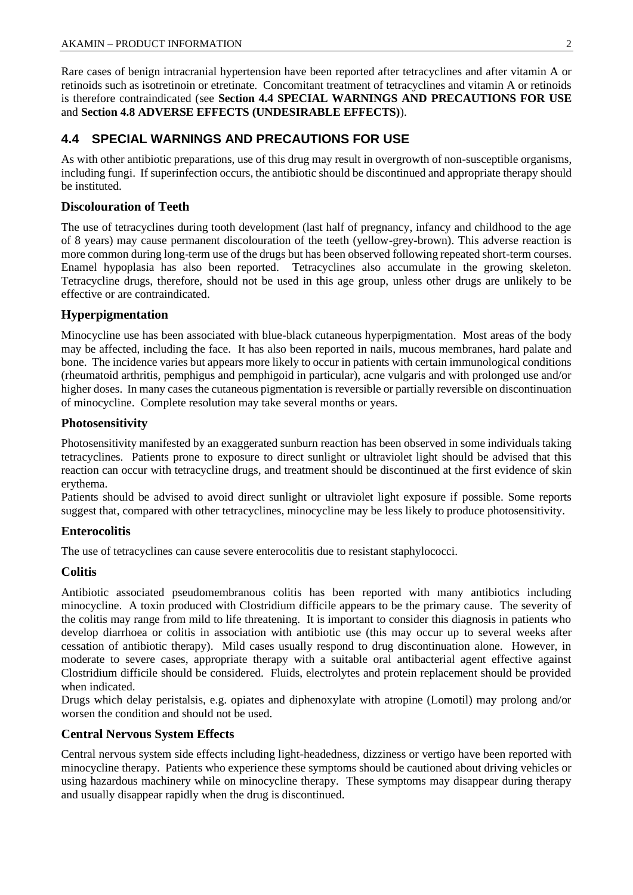Rare cases of benign intracranial hypertension have been reported after tetracyclines and after vitamin A or retinoids such as isotretinoin or etretinate. Concomitant treatment of tetracyclines and vitamin A or retinoids is therefore contraindicated (see **Section 4.4 SPECIAL WARNINGS AND PRECAUTIONS FOR USE** and **Section 4.8 ADVERSE EFFECTS (UNDESIRABLE EFFECTS)**).

## 4.4 SPECIAL WARNINGS AND PRECAUTIONS FOR USE

As with other antibiotic preparations, use of this drug may result in overgrowth of non-susceptible organisms, including fungi. If superinfection occurs, the antibiotic should be discontinued and appropriate therapy should be instituted.

### Discolouration of Teeth

The use of tetracyclines during tooth development (last half of pregnancy, infancy and childhood to the age of 8 years) may cause permanent discolouration of the teeth (yellow-grey-brown). This adverse reaction is more common during long-term use of the drugs but has been observed following repeated short-term courses. Enamel hypoplasia has also been reported. Tetracyclines also accumulate in the growing skeleton. Tetracycline drugs, therefore, should not be used in this age group, unless other drugs are unlikely to be effective or are contraindicated.

### Hyperpigmentation

Minocycline use has been associated with blue-black cutaneous hyperpigmentation. Most areas of the body may be affected, including the face. It has also been reported in nails, mucous membranes, hard palate and bone. The incidence varies but appears more likely to occur in patients with certain immunological conditions (rheumatoid arthritis, pemphigus and pemphigoid in particular), acne vulgaris and with prolonged use and/or higher doses. In many cases the cutaneous pigmentation is reversible or partially reversible on discontinuation of minocycline. Complete resolution may take several months or years.

### Photosensitivity

Photosensitivity manifested by an exaggerated sunburn reaction has been observed in some individuals taking tetracyclines. Patients prone to exposure to direct sunlight or ultraviolet light should be advised that this reaction can occur with tetracycline drugs, and treatment should be discontinued at the first evidence of skin erythema.

Patients should be advised to avoid direct sunlight or ultraviolet light exposure if possible. Some reports suggest that, compared with other tetracyclines, minocycline may be less likely to produce photosensitivity.

### Enterocolitis

The use of tetracyclines can cause severe enterocolitis due to resistant staphylococci.

### Colitis

Antibiotic associated pseudomembranous colitis has been reported with many antibiotics including minocycline. A toxin produced with Clostridium difficile appears to be the primary cause. The severity of the colitis may range from mild to life threatening. It is important to consider this diagnosis in patients who develop diarrhoea or colitis in association with antibiotic use (this may occur up to several weeks after cessation of antibiotic therapy). Mild cases usually respond to drug discontinuation alone. However, in moderate to severe cases, appropriate therapy with a suitable oral antibacterial agent effective against Clostridium difficile should be considered. Fluids, electrolytes and protein replacement should be provided when indicated.

Drugs which delay peristalsis, e.g. opiates and diphenoxylate with atropine (Lomotil) may prolong and/or worsen the condition and should not be used.

### Central Nervous System Effects

Central nervous system side effects including light-headedness, dizziness or vertigo have been reported with minocycline therapy. Patients who experience these symptoms should be cautioned about driving vehicles or using hazardous machinery while on minocycline therapy. These symptoms may disappear during therapy and usually disappear rapidly when the drug is discontinued.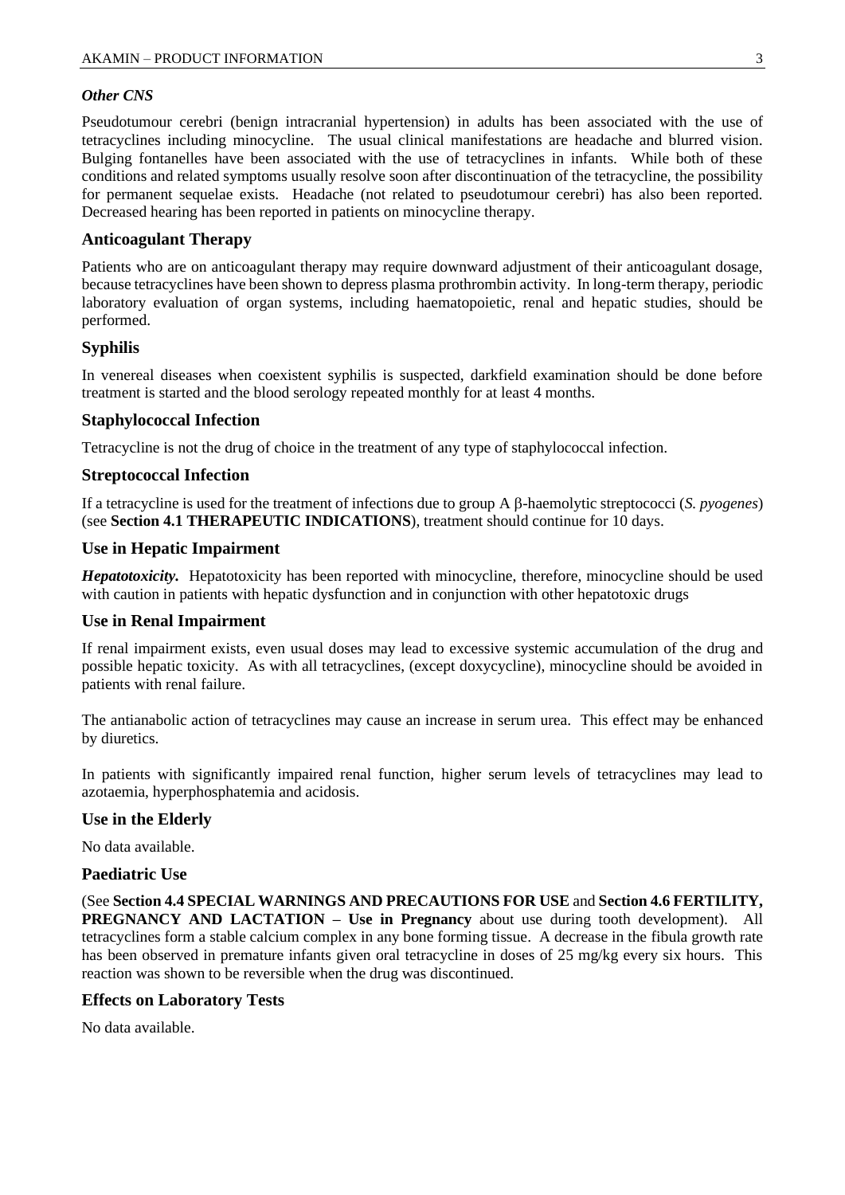### *Other CNS*

Pseudotumour cerebri (benign intracranial hypertension) in adults has been associated with the use of tetracyclines including minocycline. The usual clinical manifestations are headache and blurred vision. Bulging fontanelles have been associated with the use of tetracyclines in infants. While both of these conditions and related symptoms usually resolve soon after discontinuation of the tetracycline, the possibility for permanent sequelae exists. Headache (not related to pseudotumour cerebri) has also been reported. Decreased hearing has been reported in patients on minocycline therapy.

## Anticoagulant Therapy

Patients who are on anticoagulant therapy may require downward adjustment of their anticoagulant dosage, because tetracyclines have been shown to depress plasma prothrombin activity. In long-term therapy, periodic laboratory evaluation of organ systems, including haematopoietic, renal and hepatic studies, should be performed.

## Syphilis

In venereal diseases when coexistent syphilis is suspected, darkfield examination should be done before treatment is started and the blood serology repeated monthly for at least 4 months.

## Staphylococcal Infection

Tetracycline is not the drug of choice in the treatment of any type of staphylococcal infection.

## Streptococcal Infection

If a tetracycline is used for the treatment of infections due to group A β-haemolytic streptococci (*S. pyogenes*) (see **Section 4.1 THERAPEUTIC INDICATIONS**), treatment should continue for 10 days.

## Use in Hepatic Impairment

***Hepatotoxicity.*** Hepatotoxicity has been reported with minocycline, therefore, minocycline should be used with caution in patients with hepatic dysfunction and in conjunction with other hepatotoxic drugs

## Use in Renal Impairment

If renal impairment exists, even usual doses may lead to excessive systemic accumulation of the drug and possible hepatic toxicity. As with all tetracyclines, (except doxycycline), minocycline should be avoided in patients with renal failure.

The antianabolic action of tetracyclines may cause an increase in serum urea. This effect may be enhanced by diuretics.

In patients with significantly impaired renal function, higher serum levels of tetracyclines may lead to azotaemia, hyperphosphatemia and acidosis.

## Use in the Elderly

No data available.

## Paediatric Use

(See **Section 4.4 SPECIAL WARNINGS AND PRECAUTIONS FOR USE** and **Section 4.6 FERTILITY, PREGNANCY AND LACTATION – Use in Pregnancy** about use during tooth development). All tetracyclines form a stable calcium complex in any bone forming tissue. A decrease in the fibula growth rate has been observed in premature infants given oral tetracycline in doses of 25 mg/kg every six hours. This reaction was shown to be reversible when the drug was discontinued.

## Effects on Laboratory Tests

No data available.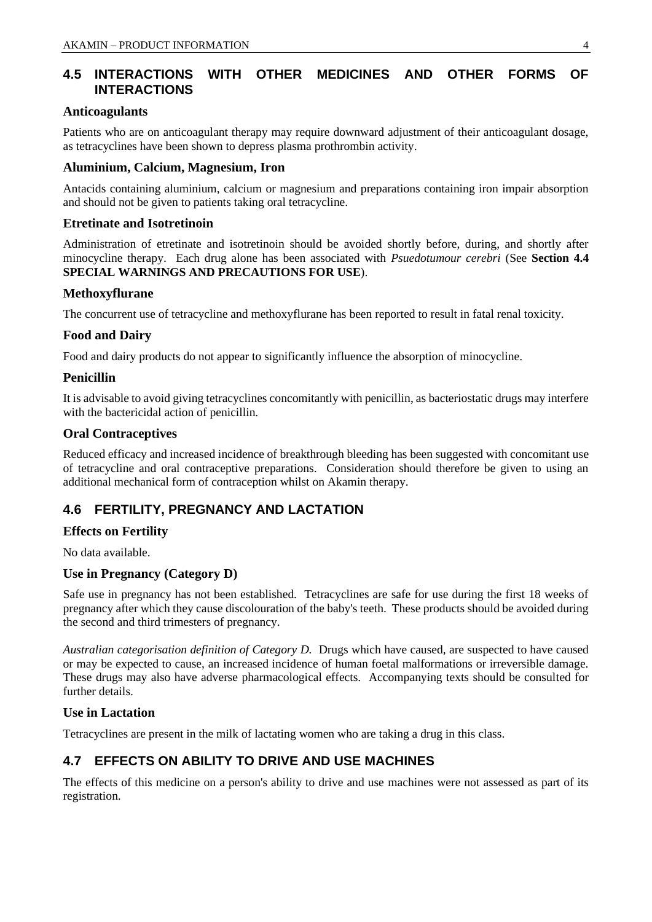## 4.5 INTERACTIONS WITH OTHER MEDICINES AND OTHER FORMS OF INTERACTIONS

### Anticoagulants

Patients who are on anticoagulant therapy may require downward adjustment of their anticoagulant dosage, as tetracyclines have been shown to depress plasma prothrombin activity.

### Aluminium, Calcium, Magnesium, Iron

Antacids containing aluminium, calcium or magnesium and preparations containing iron impair absorption and should not be given to patients taking oral tetracycline.

### Etretinate and Isotretinoin

Administration of etretinate and isotretinoin should be avoided shortly before, during, and shortly after minocycline therapy. Each drug alone has been associated with *Psuedotumour cerebri* (See **Section 4.4 SPECIAL WARNINGS AND PRECAUTIONS FOR USE**).

### Methoxyflurane

The concurrent use of tetracycline and methoxyflurane has been reported to result in fatal renal toxicity.

### Food and Dairy

Food and dairy products do not appear to significantly influence the absorption of minocycline.

### Penicillin

It is advisable to avoid giving tetracyclines concomitantly with penicillin, as bacteriostatic drugs may interfere with the bactericidal action of penicillin.

### Oral Contraceptives

Reduced efficacy and increased incidence of breakthrough bleeding has been suggested with concomitant use of tetracycline and oral contraceptive preparations. Consideration should therefore be given to using an additional mechanical form of contraception whilst on Akamin therapy.

## 4.6 FERTILITY, PREGNANCY AND LACTATION

### Effects on Fertility

No data available.

### Use in Pregnancy (Category D)

Safe use in pregnancy has not been established. Tetracyclines are safe for use during the first 18 weeks of pregnancy after which they cause discolouration of the baby's teeth. These products should be avoided during the second and third trimesters of pregnancy.

*Australian categorisation definition of Category D.* Drugs which have caused, are suspected to have caused or may be expected to cause, an increased incidence of human foetal malformations or irreversible damage. These drugs may also have adverse pharmacological effects. Accompanying texts should be consulted for further details.

### Use in Lactation

Tetracyclines are present in the milk of lactating women who are taking a drug in this class.

## 4.7 EFFECTS ON ABILITY TO DRIVE AND USE MACHINES

The effects of this medicine on a person's ability to drive and use machines were not assessed as part of its registration.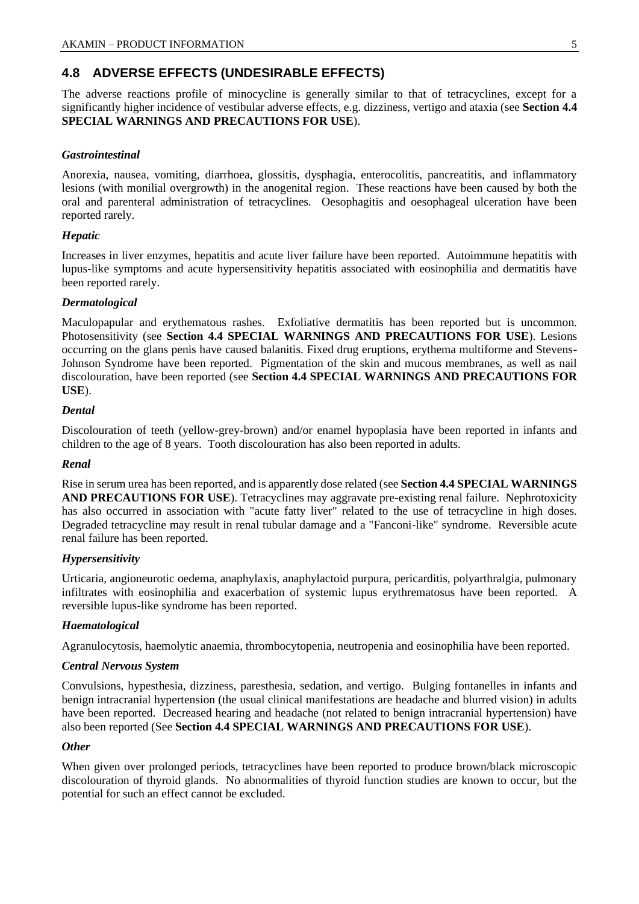## 4.8 ADVERSE EFFECTS (UNDESIRABLE EFFECTS)

The adverse reactions profile of minocycline is generally similar to that of tetracyclines, except for a significantly higher incidence of vestibular adverse effects, e.g. dizziness, vertigo and ataxia (see **Section 4.4 SPECIAL WARNINGS AND PRECAUTIONS FOR USE**).

### *Gastrointestinal*

Anorexia, nausea, vomiting, diarrhoea, glossitis, dysphagia, enterocolitis, pancreatitis, and inflammatory lesions (with monilial overgrowth) in the anogenital region. These reactions have been caused by both the oral and parenteral administration of tetracyclines. Oesophagitis and oesophageal ulceration have been reported rarely.

### *Hepatic*

Increases in liver enzymes, hepatitis and acute liver failure have been reported. Autoimmune hepatitis with lupus-like symptoms and acute hypersensitivity hepatitis associated with eosinophilia and dermatitis have been reported rarely.

### *Dermatological*

Maculopapular and erythematous rashes. Exfoliative dermatitis has been reported but is uncommon. Photosensitivity (see **Section 4.4 SPECIAL WARNINGS AND PRECAUTIONS FOR USE**). Lesions occurring on the glans penis have caused balanitis. Fixed drug eruptions, erythema multiforme and Stevens-Johnson Syndrome have been reported. Pigmentation of the skin and mucous membranes, as well as nail discolouration, have been reported (see **Section 4.4 SPECIAL WARNINGS AND PRECAUTIONS FOR USE**).

### *Dental*

Discolouration of teeth (yellow-grey-brown) and/or enamel hypoplasia have been reported in infants and children to the age of 8 years. Tooth discolouration has also been reported in adults.

### *Renal*

Rise in serum urea has been reported, and is apparently dose related (see **Section 4.4 SPECIAL WARNINGS AND PRECAUTIONS FOR USE**). Tetracyclines may aggravate pre-existing renal failure. Nephrotoxicity has also occurred in association with "acute fatty liver" related to the use of tetracycline in high doses. Degraded tetracycline may result in renal tubular damage and a "Fanconi-like" syndrome. Reversible acute renal failure has been reported.

### *Hypersensitivity*

Urticaria, angioneurotic oedema, anaphylaxis, anaphylactoid purpura, pericarditis, polyarthralgia, pulmonary infiltrates with eosinophilia and exacerbation of systemic lupus erythrematosus have been reported. A reversible lupus-like syndrome has been reported.

### *Haematological*

Agranulocytosis, haemolytic anaemia, thrombocytopenia, neutropenia and eosinophilia have been reported.

### *Central Nervous System*

Convulsions, hypesthesia, dizziness, paresthesia, sedation, and vertigo. Bulging fontanelles in infants and benign intracranial hypertension (the usual clinical manifestations are headache and blurred vision) in adults have been reported. Decreased hearing and headache (not related to benign intracranial hypertension) have also been reported (See **Section 4.4 SPECIAL WARNINGS AND PRECAUTIONS FOR USE**).

### *Other*

When given over prolonged periods, tetracyclines have been reported to produce brown/black microscopic discolouration of thyroid glands. No abnormalities of thyroid function studies are known to occur, but the potential for such an effect cannot be excluded.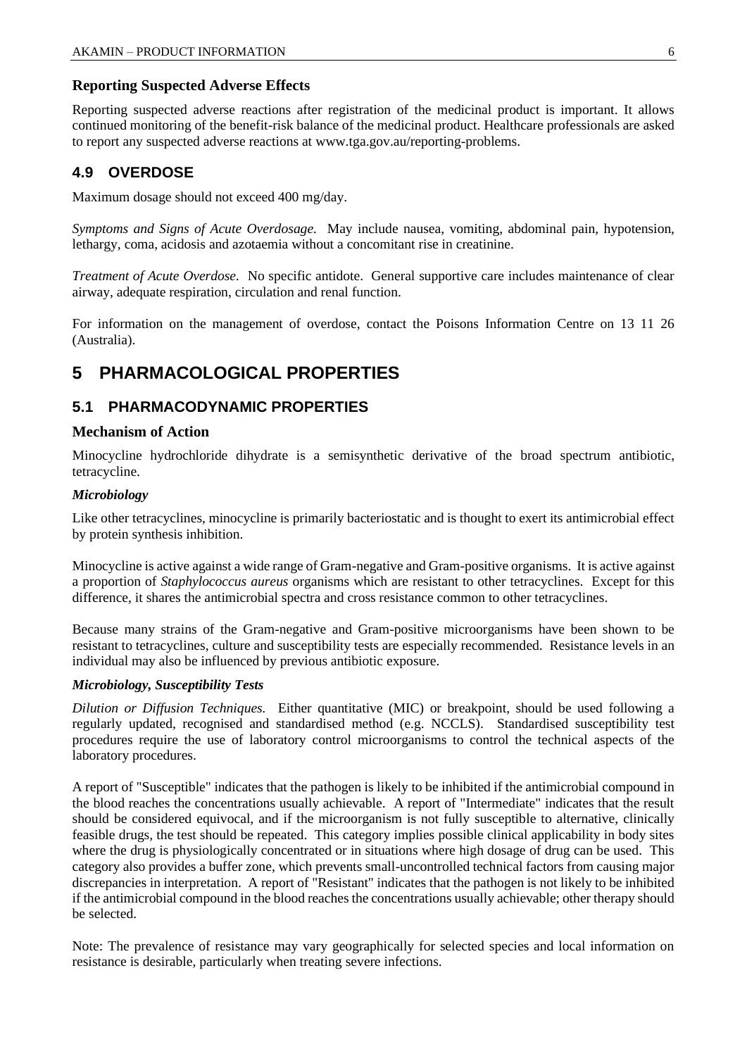### Reporting Suspected Adverse Effects

Reporting suspected adverse reactions after registration of the medicinal product is important. It allows continued monitoring of the benefit-risk balance of the medicinal product. Healthcare professionals are asked to report any suspected adverse reactions at www.tga.gov.au/reporting-problems.

## 4.9 OVERDOSE

Maximum dosage should not exceed 400 mg/day.

*Symptoms and Signs of Acute Overdosage.* May include nausea, vomiting, abdominal pain, hypotension, lethargy, coma, acidosis and azotaemia without a concomitant rise in creatinine.

*Treatment of Acute Overdose.* No specific antidote. General supportive care includes maintenance of clear airway, adequate respiration, circulation and renal function.

For information on the management of overdose, contact the Poisons Information Centre on 13 11 26 (Australia).

# 5 PHARMACOLOGICAL PROPERTIES

## 5.1 PHARMACODYNAMIC PROPERTIES

### Mechanism of Action

Minocycline hydrochloride dihydrate is a semisynthetic derivative of the broad spectrum antibiotic, tetracycline.

#### *Microbiology*

Like other tetracyclines, minocycline is primarily bacteriostatic and is thought to exert its antimicrobial effect by protein synthesis inhibition.

Minocycline is active against a wide range of Gram-negative and Gram-positive organisms. It is active against a proportion of *Staphylococcus aureus* organisms which are resistant to other tetracyclines. Except for this difference, it shares the antimicrobial spectra and cross resistance common to other tetracyclines.

Because many strains of the Gram-negative and Gram-positive microorganisms have been shown to be resistant to tetracyclines, culture and susceptibility tests are especially recommended. Resistance levels in an individual may also be influenced by previous antibiotic exposure.

#### *Microbiology, Susceptibility Tests*

*Dilution or Diffusion Techniques.* Either quantitative (MIC) or breakpoint, should be used following a regularly updated, recognised and standardised method (e.g. NCCLS). Standardised susceptibility test procedures require the use of laboratory control microorganisms to control the technical aspects of the laboratory procedures.

A report of "Susceptible" indicates that the pathogen is likely to be inhibited if the antimicrobial compound in the blood reaches the concentrations usually achievable. A report of "Intermediate" indicates that the result should be considered equivocal, and if the microorganism is not fully susceptible to alternative, clinically feasible drugs, the test should be repeated. This category implies possible clinical applicability in body sites where the drug is physiologically concentrated or in situations where high dosage of drug can be used. This category also provides a buffer zone, which prevents small-uncontrolled technical factors from causing major discrepancies in interpretation. A report of "Resistant" indicates that the pathogen is not likely to be inhibited if the antimicrobial compound in the blood reaches the concentrations usually achievable; other therapy should be selected.

Note: The prevalence of resistance may vary geographically for selected species and local information on resistance is desirable, particularly when treating severe infections.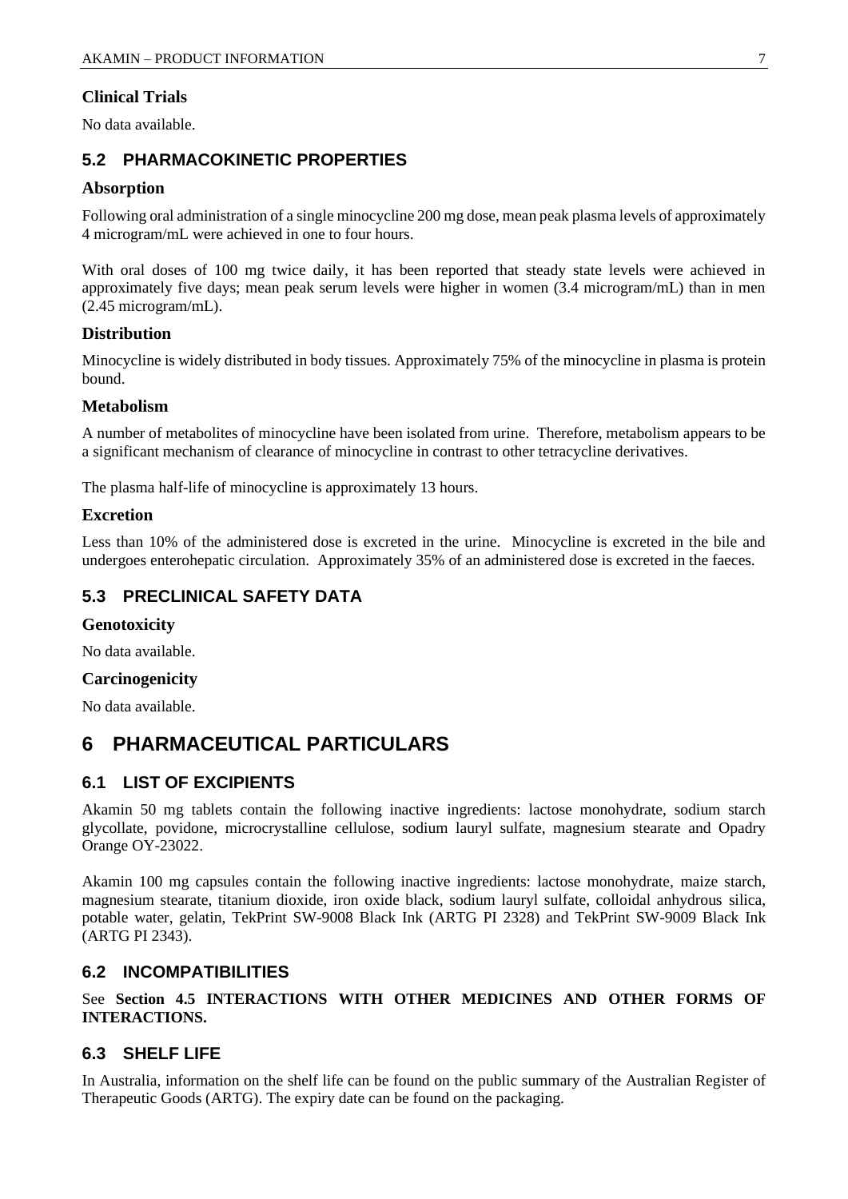### Clinical Trials

No data available.

## 5.2 PHARMACOKINETIC PROPERTIES

### Absorption

Following oral administration of a single minocycline 200 mg dose, mean peak plasma levels of approximately 4 microgram/mL were achieved in one to four hours.

With oral doses of 100 mg twice daily, it has been reported that steady state levels were achieved in approximately five days; mean peak serum levels were higher in women (3.4 microgram/mL) than in men (2.45 microgram/mL).

### Distribution

Minocycline is widely distributed in body tissues. Approximately 75% of the minocycline in plasma is protein bound.

### Metabolism

A number of metabolites of minocycline have been isolated from urine. Therefore, metabolism appears to be a significant mechanism of clearance of minocycline in contrast to other tetracycline derivatives.

The plasma half-life of minocycline is approximately 13 hours.

### Excretion

Less than 10% of the administered dose is excreted in the urine. Minocycline is excreted in the bile and undergoes enterohepatic circulation. Approximately 35% of an administered dose is excreted in the faeces.

## 5.3 PRECLINICAL SAFETY DATA

### Genotoxicity

No data available.

### Carcinogenicity

No data available.

# 6 PHARMACEUTICAL PARTICULARS

## 6.1 LIST OF EXCIPIENTS

Akamin 50 mg tablets contain the following inactive ingredients: lactose monohydrate, sodium starch glycollate, povidone, microcrystalline cellulose, sodium lauryl sulfate, magnesium stearate and Opadry Orange OY-23022.

Akamin 100 mg capsules contain the following inactive ingredients: lactose monohydrate, maize starch, magnesium stearate, titanium dioxide, iron oxide black, sodium lauryl sulfate, colloidal anhydrous silica, potable water, gelatin, TekPrint SW-9008 Black Ink (ARTG PI 2328) and TekPrint SW-9009 Black Ink (ARTG PI 2343).

## 6.2 INCOMPATIBILITIES

See **Section 4.5 INTERACTIONS WITH OTHER MEDICINES AND OTHER FORMS OF INTERACTIONS.**

## 6.3 SHELF LIFE

In Australia, information on the shelf life can be found on the public summary of the Australian Register of Therapeutic Goods (ARTG). The expiry date can be found on the packaging.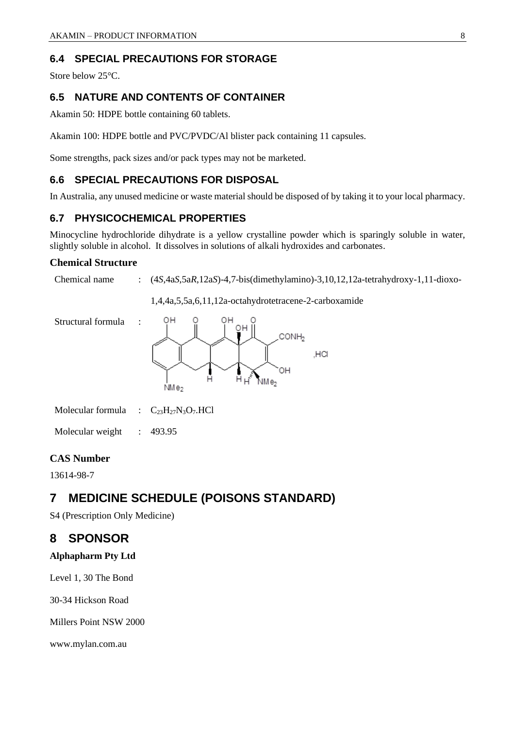## 6.4 SPECIAL PRECAUTIONS FOR STORAGE

Store below 25°C.

## 6.5 NATURE AND CONTENTS OF CONTAINER

Akamin 50: HDPE bottle containing 60 tablets.

Akamin 100: HDPE bottle and PVC/PVDC/Al blister pack containing 11 capsules.

Some strengths, pack sizes and/or pack types may not be marketed.

## 6.6 SPECIAL PRECAUTIONS FOR DISPOSAL

In Australia, any unused medicine or waste material should be disposed of by taking it to your local pharmacy.

## 6.7 PHYSICOCHEMICAL PROPERTIES

Minocycline hydrochloride dihydrate is a yellow crystalline powder which is sparingly soluble in water, slightly soluble in alcohol. It dissolves in solutions of alkali hydroxides and carbonates.

### Chemical Structure

Chemical name : (4*S*,4a*S*,5a*R*,12a*S*)-4,7-bis(dimethylamino)-3,10,12,12a-tetrahydroxy-1,11-dioxo-1,4,4a,5,5a,6,11,12a-octahydrotetracene-2-carboxamide

Structural formula :

Molecular formula : $C_{23}H_{27}N_3O_7.HCl$

Molecular weight : 493.95

### CAS Number

13614-98-7

# 7 MEDICINE SCHEDULE (POISONS STANDARD)

S4 (Prescription Only Medicine)

# 8 SPONSOR

**Alphapharm Pty Ltd**

Level 1, 30 The Bond

30-34 Hickson Road

Millers Point NSW 2000

www.mylan.com.au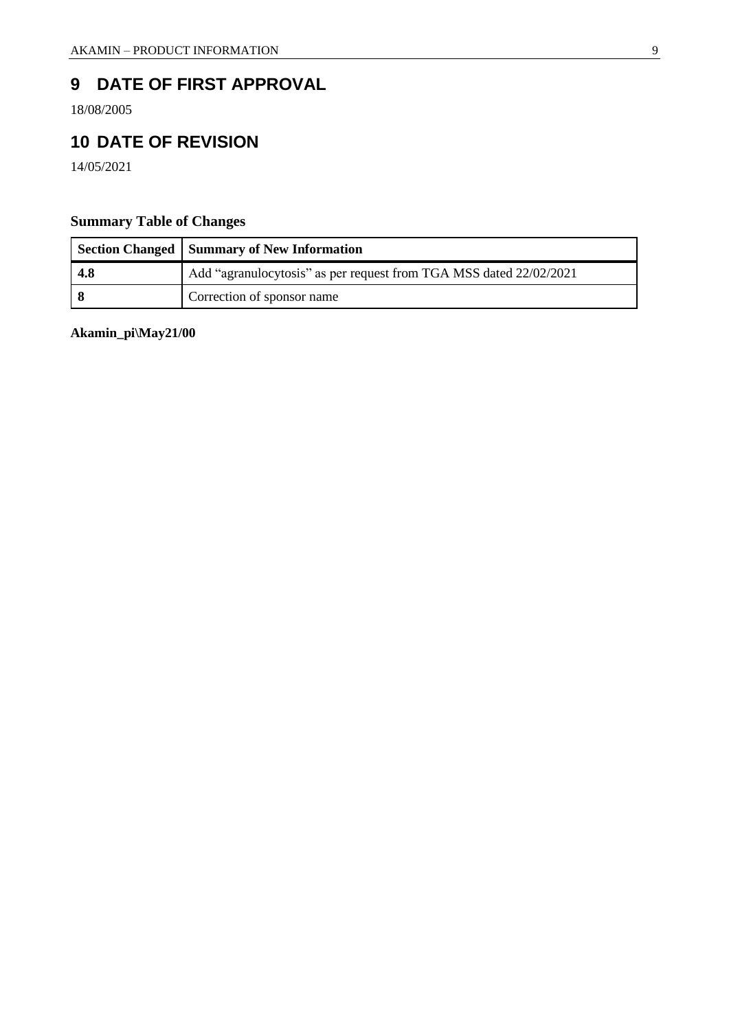# 9 DATE OF FIRST APPROVAL

18/08/2005

# 10 DATE OF REVISION

14/05/2021

### Summary Table of Changes

| Section Changed | Summary of New Information |
|---|---|
| **4.8** | Add "agranulocytosis" as per request from TGA MSS dated 22/02/2021 |
| **8** | Correction of sponsor name |

**Akamin_pi\May21/00**